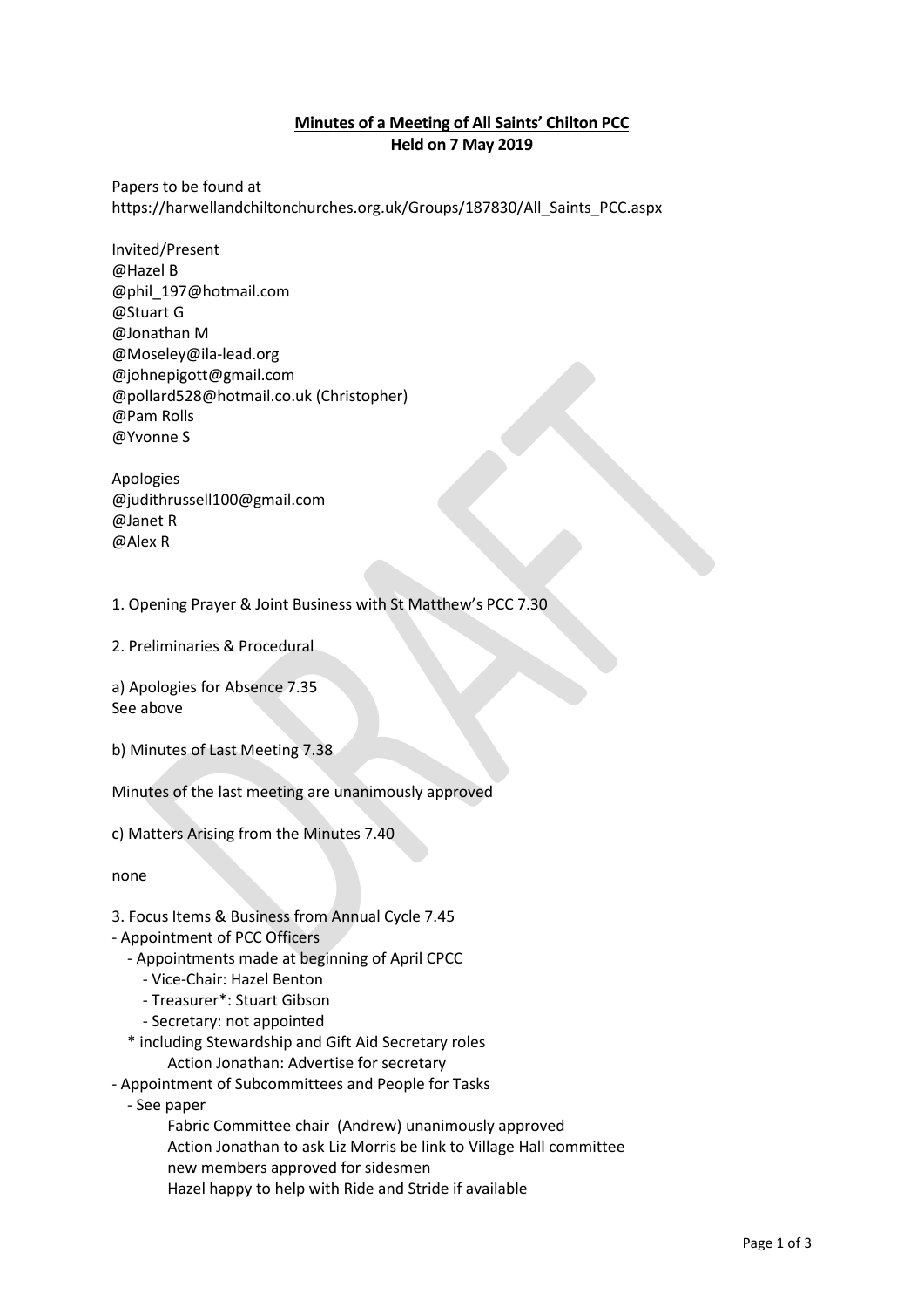**Minutes of a Meeting of All Saints' Chilton PCC**
**Held on 7 May 2019**

Papers to be found at
https://harwellandchiltonchurches.org.uk/Groups/187830/All_Saints_PCC.aspx

Invited/Present
@Hazel B
@phil_197@hotmail.com
@Stuart G
@Jonathan M
@Moseley@ila-lead.org
@johnepigott@gmail.com
@pollard528@hotmail.co.uk (Christopher)
@Pam Rolls
@Yvonne S

Apologies
@judithrussell100@gmail.com
@Janet R
@Alex R

1. Opening Prayer & Joint Business with St Matthew's PCC 7.30

2. Preliminaries & Procedural

a) Apologies for Absence 7.35
See above

b) Minutes of Last Meeting 7.38

Minutes of the last meeting are unanimously approved

c) Matters Arising from the Minutes 7.40

none

3. Focus Items & Business from Annual Cycle 7.45
- Appointment of PCC Officers
  - Appointments made at beginning of April CPCC
    - Vice-Chair: Hazel Benton
    - Treasurer*: Stuart Gibson
    - Secretary: not appointed
  * including Stewardship and Gift Aid Secretary roles
      Action Jonathan: Advertise for secretary
- Appointment of Subcommittees and People for Tasks
  - See paper
      Fabric Committee chair (Andrew) unanimously approved
      Action Jonathan to ask Liz Morris be link to Village Hall committee
      new members approved for sidesmen
      Hazel happy to help with Ride and Stride if available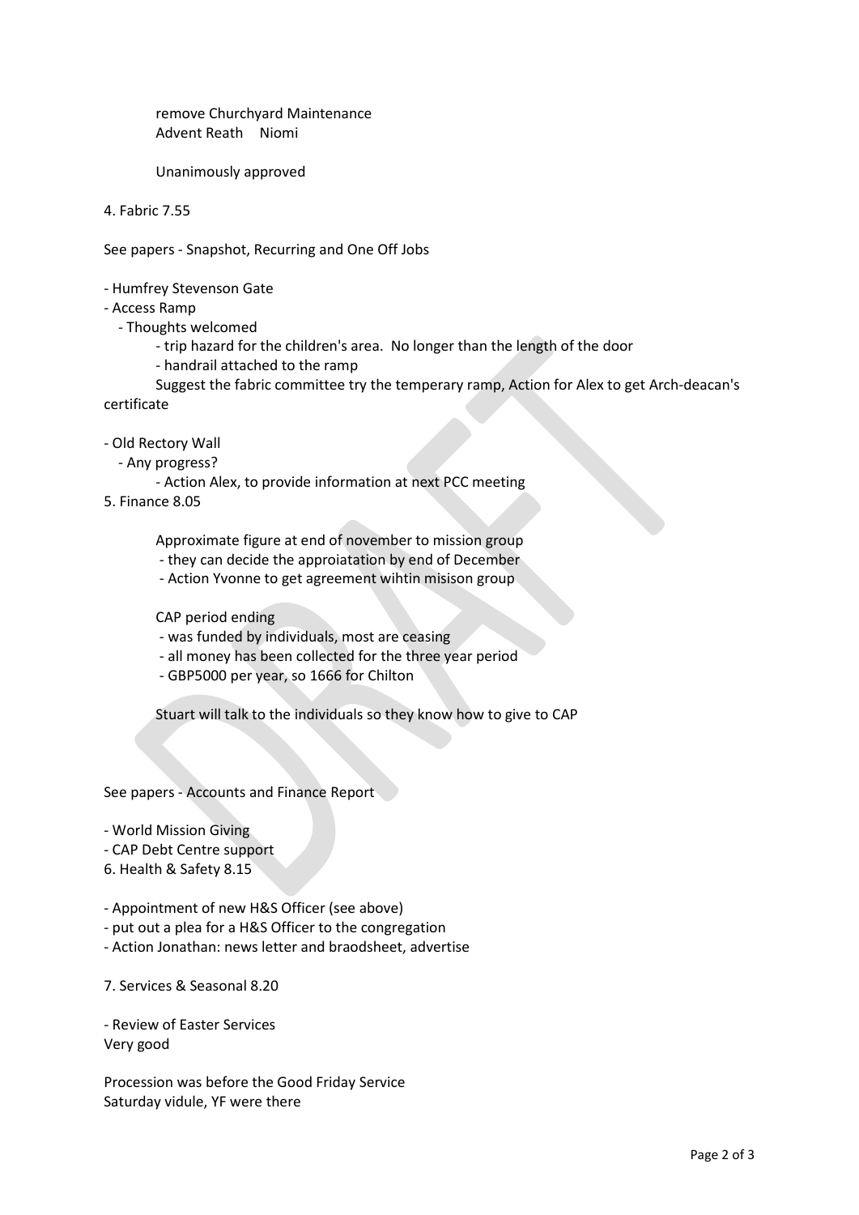remove Churchyard Maintenance
Advent Reath    Niomi

Unanimously approved

4. Fabric 7.55

See papers - Snapshot, Recurring and One Off Jobs

- Humfrey Stevenson Gate
- Access Ramp
  - Thoughts welcomed
    - trip hazard for the children's area.  No longer than the length of the door
    - handrail attached to the ramp

    Suggest the fabric committee try the temperary ramp, Action for Alex to get Arch-deacan's certificate

- Old Rectory Wall
  - Any progress?
    - Action Alex, to provide information at next PCC meeting

5. Finance 8.05

Approximate figure at end of november to mission group
- they can decide the approiatation by end of December
- Action Yvonne to get agreement wihtin misison group

CAP period ending
- was funded by individuals, most are ceasing
- all money has been collected for the three year period
- GBP5000 per year, so 1666 for Chilton

Stuart will talk to the individuals so they know how to give to CAP

See papers - Accounts and Finance Report

- World Mission Giving
- CAP Debt Centre support

6. Health & Safety 8.15

- Appointment of new H&S Officer (see above)
- put out a plea for a H&S Officer to the congregation
- Action Jonathan: news letter and braodsheet, advertise

7. Services & Seasonal 8.20

- Review of Easter Services

Very good

Procession was before the Good Friday Service
Saturday vidule, YF were there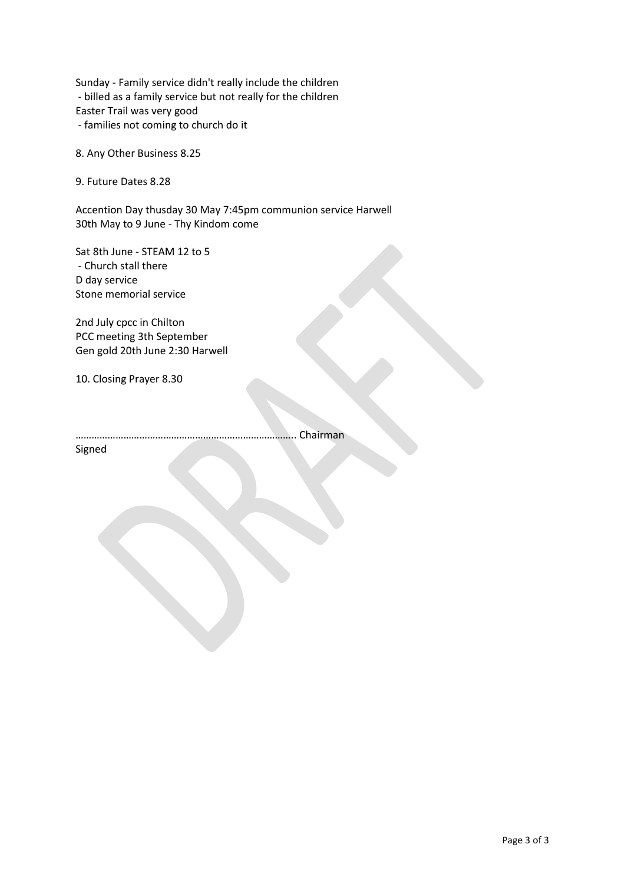Sunday - Family service didn't really include the children
 - billed as a family service but not really for the children
Easter Trail was very good
 - families not coming to church do it

8. Any Other Business 8.25

9. Future Dates 8.28

Accention Day thusday 30 May 7:45pm communion service Harwell
30th May to 9 June - Thy Kindom come

Sat 8th June - STEAM 12 to 5
 - Church stall there
D day service
Stone memorial service

2nd July cpcc in Chilton
PCC meeting 3th September
Gen gold 20th June 2:30 Harwell

10. Closing Prayer 8.30

……………………………………………………………………….. Chairman
Signed